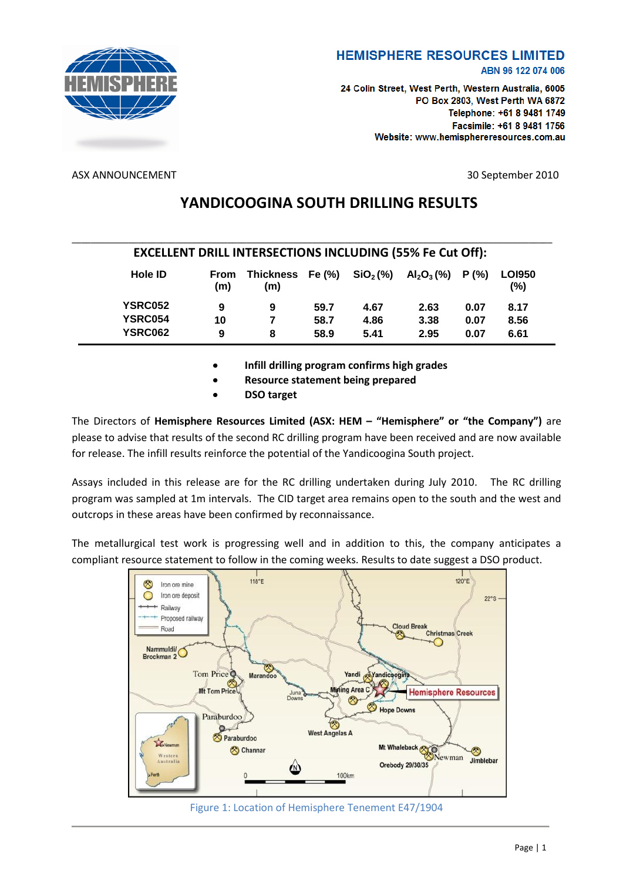**HEMISPHERE RESOURCES LIMITED**
ABN 96 122 074 006

24 Colin Street, West Perth, Western Australia, 6005
PO Box 2803, West Perth WA 6872
Telephone: +61 8 9481 1749
Facsimile: +61 8 9481 1756
Website: www.hemisphereresources.com.au

ASX ANNOUNCEMENT

30 September 2010

# YANDICOOGINA SOUTH DRILLING RESULTS

## EXCELLENT DRILL INTERSECTIONS INCLUDING (55% Fe Cut Off):

| Hole ID | From (m) | Thickness (m) | Fe (%) | $SiO_2$ (%) | $Al_2O_3$ (%) | P (%) | LOI950 (%) |
|---|---|---|---|---|---|---|---|
| YSRC052 | 9 | 9 | 59.7 | 4.67 | 2.63 | 0.07 | 8.17 |
| YSRC054 | 10 | 7 | 58.7 | 4.86 | 3.38 | 0.07 | 8.56 |
| YSRC062 | 9 | 8 | 58.9 | 5.41 | 2.95 | 0.07 | 6.61 |

- **Infill drilling program confirms high grades**
- **Resource statement being prepared**
- **DSO target**

The Directors of **Hemisphere Resources Limited (ASX: HEM – "Hemisphere" or "the Company")** are please to advise that results of the second RC drilling program have been received and are now available for release. The infill results reinforce the potential of the Yandicoogina South project.

Assays included in this release are for the RC drilling undertaken during July 2010. The RC drilling program was sampled at 1m intervals. The CID target area remains open to the south and the west and outcrops in these areas have been confirmed by reconnaissance.

The metallurgical test work is progressing well and in addition to this, the company anticipates a compliant resource statement to follow in the coming weeks. Results to date suggest a DSO product.

Figure 1: Location of Hemisphere Tenement E47/1904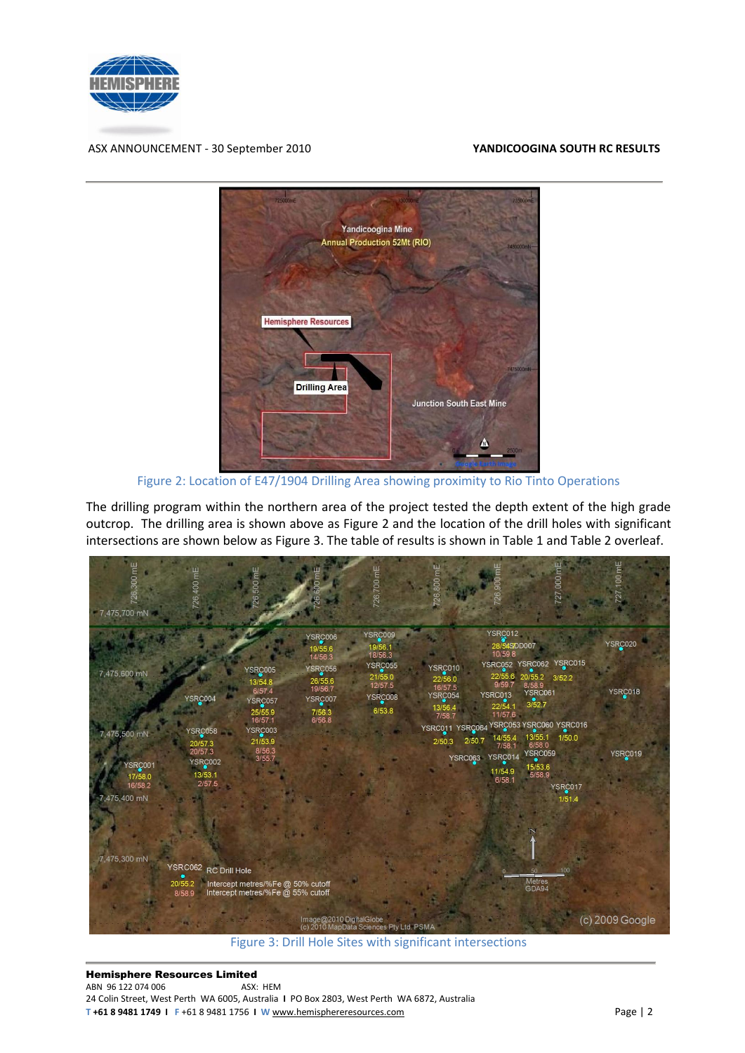Figure 2: Location of E47/1904 Drilling Area showing proximity to Rio Tinto Operations

The drilling program within the northern area of the project tested the depth extent of the high grade outcrop. The drilling area is shown above as Figure 2 and the location of the drill holes with significant intersections are shown below as Figure 3. The table of results is shown in Table 1 and Table 2 overleaf.

Figure 3: Drill Hole Sites with significant intersections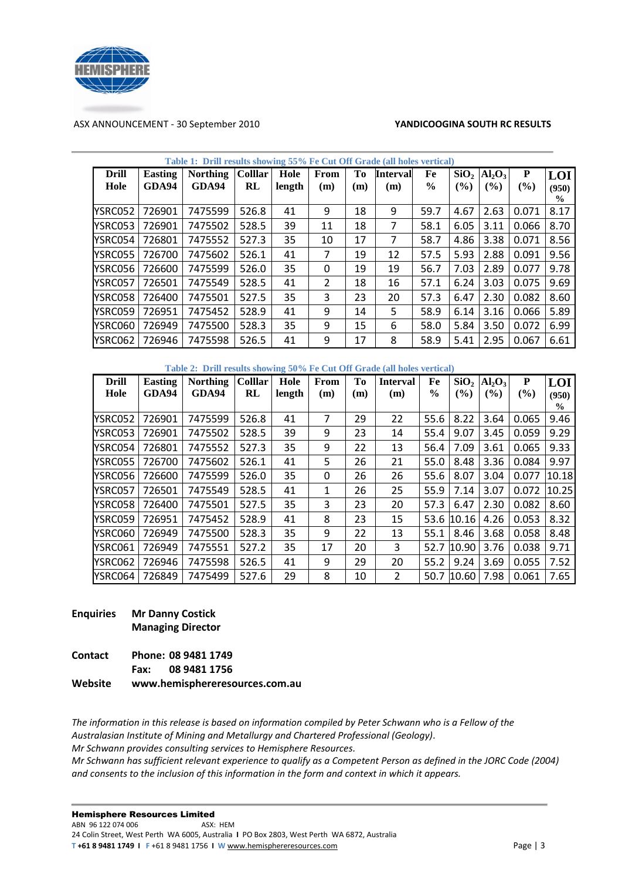ASX ANNOUNCEMENT - 30 September 2010 **YANDICOOGINA SOUTH RC RESULTS**

**Table 1: Drill results showing 55% Fe Cut Off Grade (all holes vertical)**

| Drill Hole | Easting GDA94 | Northing GDA94 | Colllar RL | Hole length | From (m) | To (m) | Interval (m) | Fe % | $SiO_2$ (%) | $Al_2O_3$ (%) | P (%) | LOI (950) % |
|---|---|---|---|---|---|---|---|---|---|---|---|---|
| YSRC052 | 726901 | 7475599 | 526.8 | 41 | 9 | 18 | 9 | 59.7 | 4.67 | 2.63 | 0.071 | 8.17 |
| YSRC053 | 726901 | 7475502 | 528.5 | 39 | 11 | 18 | 7 | 58.1 | 6.05 | 3.11 | 0.066 | 8.70 |
| YSRC054 | 726801 | 7475552 | 527.3 | 35 | 10 | 17 | 7 | 58.7 | 4.86 | 3.38 | 0.071 | 8.56 |
| YSRC055 | 726700 | 7475602 | 526.1 | 41 | 7 | 19 | 12 | 57.5 | 5.93 | 2.88 | 0.091 | 9.56 |
| YSRC056 | 726600 | 7475599 | 526.0 | 35 | 0 | 19 | 19 | 56.7 | 7.03 | 2.89 | 0.077 | 9.78 |
| YSRC057 | 726501 | 7475549 | 528.5 | 41 | 2 | 18 | 16 | 57.1 | 6.24 | 3.03 | 0.075 | 9.69 |
| YSRC058 | 726400 | 7475501 | 527.5 | 35 | 3 | 23 | 20 | 57.3 | 6.47 | 2.30 | 0.082 | 8.60 |
| YSRC059 | 726951 | 7475452 | 528.9 | 41 | 9 | 14 | 5 | 58.9 | 6.14 | 3.16 | 0.066 | 5.89 |
| YSRC060 | 726949 | 7475500 | 528.3 | 35 | 9 | 15 | 6 | 58.0 | 5.84 | 3.50 | 0.072 | 6.99 |
| YSRC062 | 726946 | 7475598 | 526.5 | 41 | 9 | 17 | 8 | 58.9 | 5.41 | 2.95 | 0.067 | 6.61 |

**Table 2: Drill results showing 50% Fe Cut Off Grade (all holes vertical)**

| Drill Hole | Easting GDA94 | Northing GDA94 | Colllar RL | Hole length | From (m) | To (m) | Interval (m) | Fe % | $SiO_2$ (%) | $Al_2O_3$ (%) | P (%) | LOI (950) % |
|---|---|---|---|---|---|---|---|---|---|---|---|---|
| YSRC052 | 726901 | 7475599 | 526.8 | 41 | 7 | 29 | 22 | 55.6 | 8.22 | 3.64 | 0.065 | 9.46 |
| YSRC053 | 726901 | 7475502 | 528.5 | 39 | 9 | 23 | 14 | 55.4 | 9.07 | 3.45 | 0.059 | 9.29 |
| YSRC054 | 726801 | 7475552 | 527.3 | 35 | 9 | 22 | 13 | 56.4 | 7.09 | 3.61 | 0.065 | 9.33 |
| YSRC055 | 726700 | 7475602 | 526.1 | 41 | 5 | 26 | 21 | 55.0 | 8.48 | 3.36 | 0.084 | 9.97 |
| YSRC056 | 726600 | 7475599 | 526.0 | 35 | 0 | 26 | 26 | 55.6 | 8.07 | 3.04 | 0.077 | 10.18 |
| YSRC057 | 726501 | 7475549 | 528.5 | 41 | 1 | 26 | 25 | 55.9 | 7.14 | 3.07 | 0.072 | 10.25 |
| YSRC058 | 726400 | 7475501 | 527.5 | 35 | 3 | 23 | 20 | 57.3 | 6.47 | 2.30 | 0.082 | 8.60 |
| YSRC059 | 726951 | 7475452 | 528.9 | 41 | 8 | 23 | 15 | 53.6 | 10.16 | 4.26 | 0.053 | 8.32 |
| YSRC060 | 726949 | 7475500 | 528.3 | 35 | 9 | 22 | 13 | 55.1 | 8.46 | 3.68 | 0.058 | 8.48 |
| YSRC061 | 726949 | 7475551 | 527.2 | 35 | 17 | 20 | 3 | 52.7 | 10.90 | 3.76 | 0.038 | 9.71 |
| YSRC062 | 726946 | 7475598 | 526.5 | 41 | 9 | 29 | 20 | 55.2 | 9.24 | 3.69 | 0.055 | 7.52 |
| YSRC064 | 726849 | 7475499 | 527.6 | 29 | 8 | 10 | 2 | 50.7 | 10.60 | 7.98 | 0.061 | 7.65 |

**Enquiries** **Mr Danny Costick**
**Managing Director**

**Contact** **Phone: 08 9481 1749**
**Fax: 08 9481 1756**

**Website** **www.hemisphereresources.com.au**

*The information in this release is based on information compiled by Peter Schwann who is a Fellow of the Australasian Institute of Mining and Metallurgy and Chartered Professional (Geology).*
*Mr Schwann provides consulting services to Hemisphere Resources.*
*Mr Schwann has sufficient relevant experience to qualify as a Competent Person as defined in the JORC Code (2004) and consents to the inclusion of this information in the form and context in which it appears.*

**Hemisphere Resources Limited**
ABN 96 122 074 006 ASX: HEM
24 Colin Street, West Perth WA 6005, Australia I PO Box 2803, West Perth WA 6872, Australia
T +61 8 9481 1749 I F +61 8 9481 1756 I W www.hemisphereresources.com